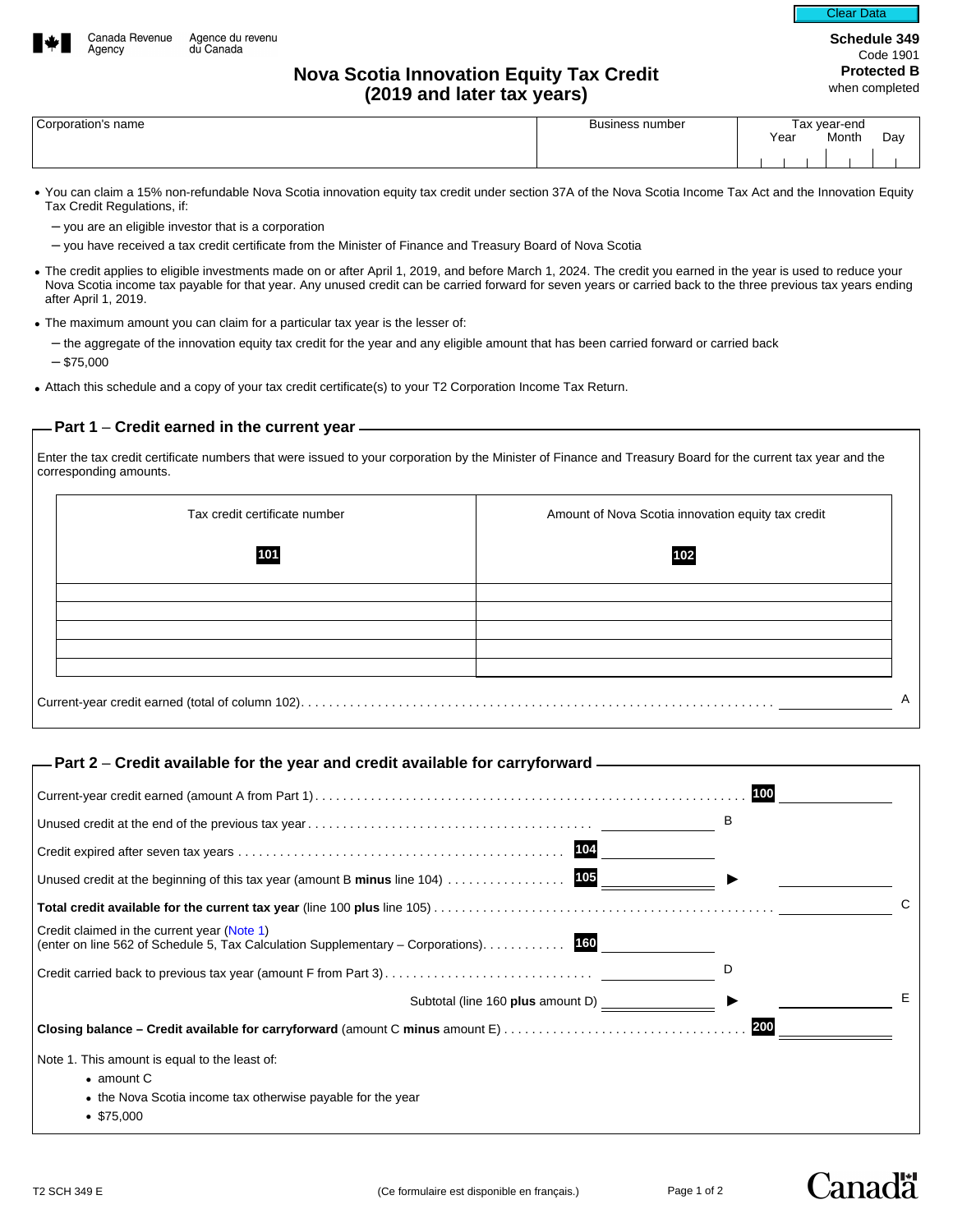Canada Revenue Agency / Agence du revenu du Canada

**Schedule 349**
Code 1901
**Protected B** when completed

# Nova Scotia Innovation Equity Tax Credit (2019 and later tax years)

| Corporation's name | Business number | Tax year-end Year Month Day |
|---|---|---|
| | | |

- You can claim a 15% non-refundable Nova Scotia innovation equity tax credit under section 37A of the Nova Scotia Income Tax Act and the Innovation Equity Tax Credit Regulations, if:
  - you are an eligible investor that is a corporation
  - you have received a tax credit certificate from the Minister of Finance and Treasury Board of Nova Scotia
- The credit applies to eligible investments made on or after April 1, 2019, and before March 1, 2024. The credit you earned in the year is used to reduce your Nova Scotia income tax payable for that year. Any unused credit can be carried forward for seven years or carried back to the three previous tax years ending after April 1, 2019.
- The maximum amount you can claim for a particular tax year is the lesser of:
  - the aggregate of the innovation equity tax credit for the year and any eligible amount that has been carried forward or carried back
  - $75,000
- Attach this schedule and a copy of your tax credit certificate(s) to your T2 Corporation Income Tax Return.

## Part 1 – Credit earned in the current year

Enter the tax credit certificate numbers that were issued to your corporation by the Minister of Finance and Treasury Board for the current tax year and the corresponding amounts.

| Tax credit certificate number 101 | Amount of Nova Scotia innovation equity tax credit 102 |
|---|---|
| | |
| | |
| | |
| | |
| | |

Current-year credit earned (total of column 102) .......... _______ A

## Part 2 – Credit available for the year and credit available for carryforward

| | | | |
|---|---|---|---|
| Current-year credit earned (amount A from Part 1) | | 100 _______ | |
| Unused credit at the end of the previous tax year | _______ B | | |
| Credit expired after seven tax years | 104 _______ | | |
| Unused credit at the beginning of this tax year (amount B **minus** line 104) | 105 _______ ▶ | _______ | |
| **Total credit available for the current tax year** (line 100 **plus** line 105) | | _______ | C |
| Credit claimed in the current year (Note 1) (enter on line 562 of Schedule 5, Tax Calculation Supplementary – Corporations) | 160 _______ | | |
| Credit carried back to previous tax year (amount F from Part 3) | _______ D | | |
| Subtotal (line 160 **plus** amount D) | _______ ▶ | _______ | E |
| **Closing balance – Credit available for carryforward** (amount C **minus** amount E) | | 200 _______ | |

Note 1. This amount is equal to the least of:

- amount C
- the Nova Scotia income tax otherwise payable for the year
- $75,000

T2 SCH 349 E (Ce formulaire est disponible en français.)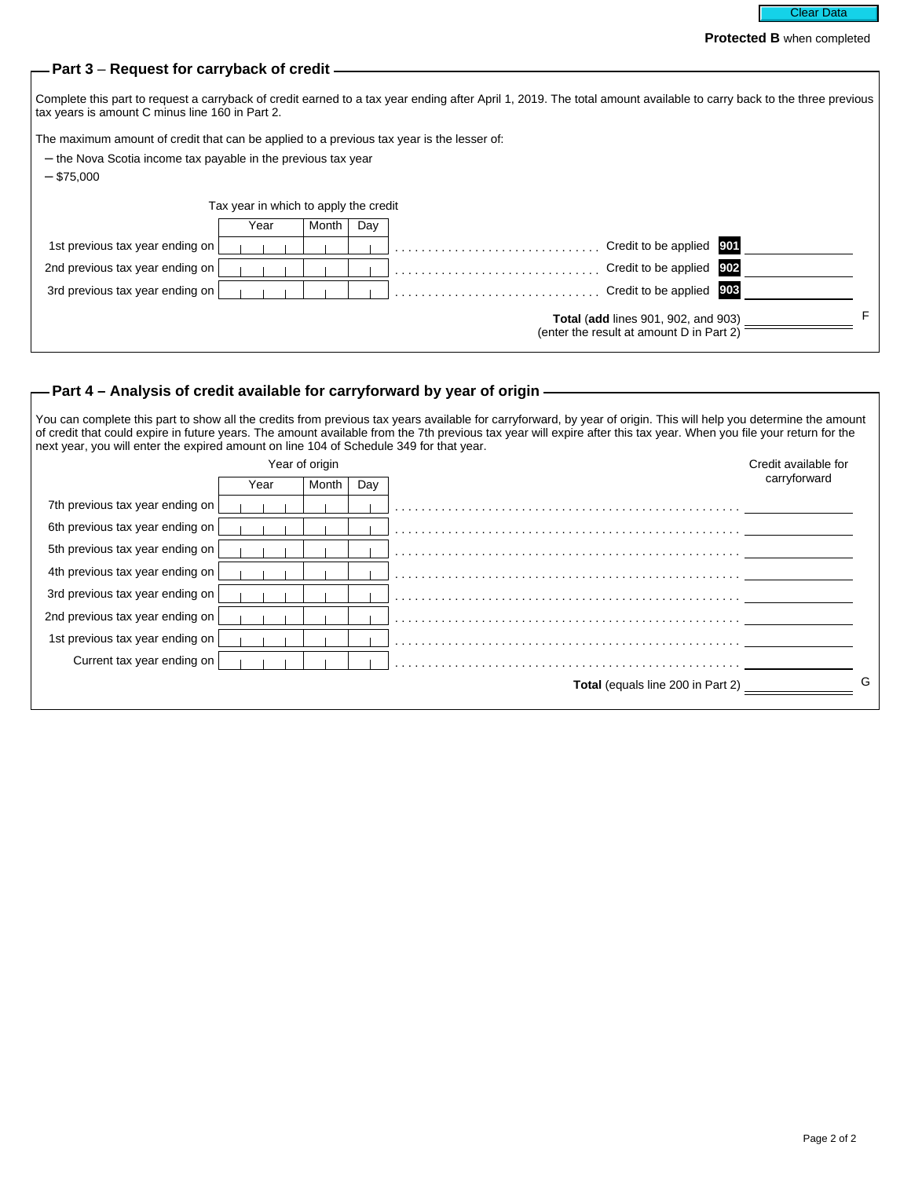Clear Data

**Protected B** when completed

## Part 3 – Request for carryback of credit

Complete this part to request a carryback of credit earned to a tax year ending after April 1, 2019. The total amount available to carry back to the three previous tax years is amount C minus line 160 in Part 2.

The maximum amount of credit that can be applied to a previous tax year is the lesser of:

- the Nova Scotia income tax payable in the previous tax year
- $75,000

| Tax year in which to apply the credit | Year | Month | Day | | | |
|---|---|---|---|---|---|---|
| 1st previous tax year ending on | | | | Credit to be applied | 901 | |
| 2nd previous tax year ending on | | | | Credit to be applied | 902 | |
| 3rd previous tax year ending on | | | | Credit to be applied | 903 | |

**Total** (**add** lines 901, 902, and 903) (enter the result at amount D in Part 2) ____________ F

## Part 4 – Analysis of credit available for carryforward by year of origin

You can complete this part to show all the credits from previous tax years available for carryforward, by year of origin. This will help you determine the amount of credit that could expire in future years. The amount available from the 7th previous tax year will expire after this tax year. When you file your return for the next year, you will enter the expired amount on line 104 of Schedule 349 for that year.

| Year of origin | Year | Month | Day | Credit available for carryforward |
|---|---|---|---|---|
| 7th previous tax year ending on | | | | |
| 6th previous tax year ending on | | | | |
| 5th previous tax year ending on | | | | |
| 4th previous tax year ending on | | | | |
| 3rd previous tax year ending on | | | | |
| 2nd previous tax year ending on | | | | |
| 1st previous tax year ending on | | | | |
| Current tax year ending on | | | | |

**Total** (equals line 200 in Part 2) ____________ G